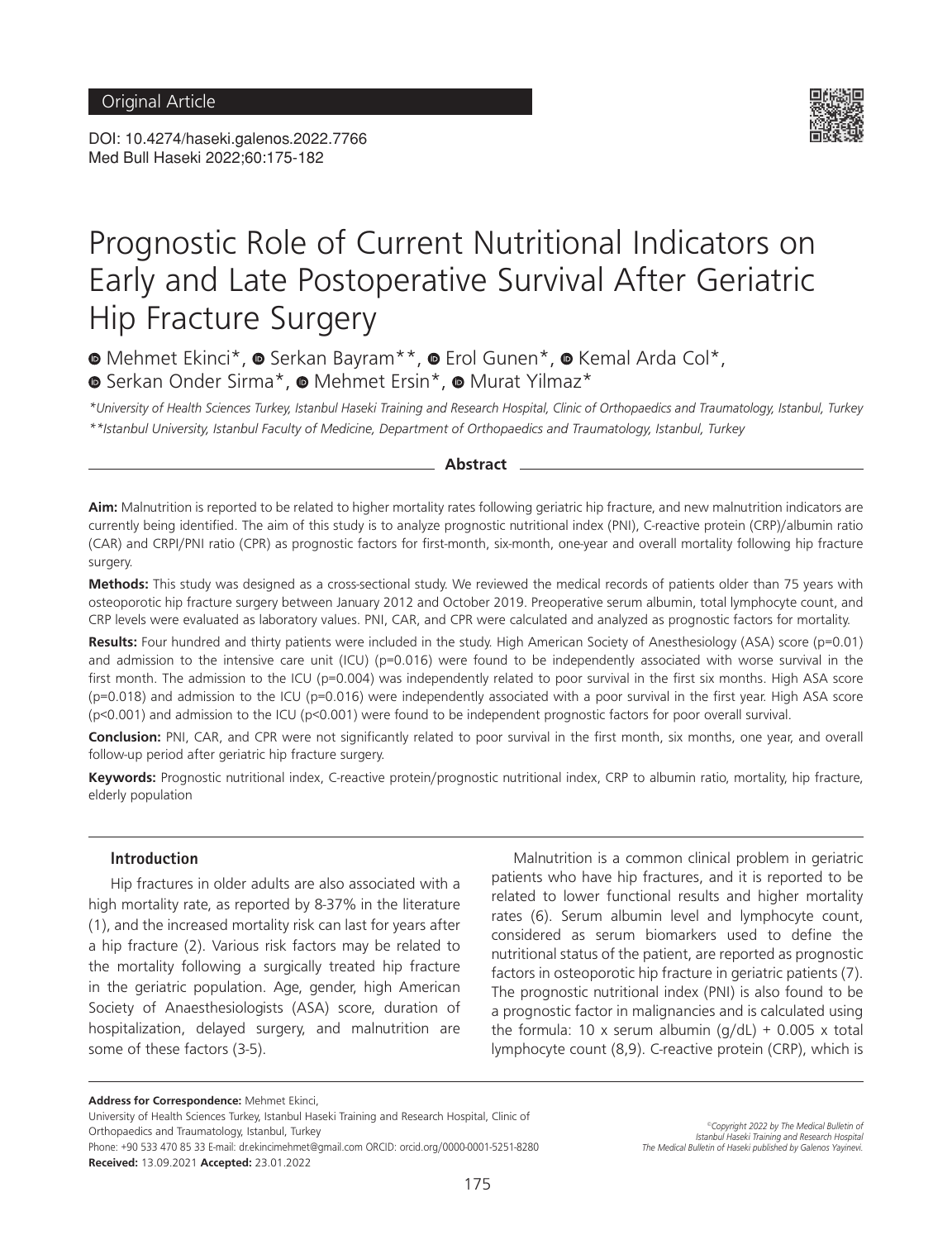Original Article

DOI: 10.4274/haseki.galenos.2022.7766
Med Bull Haseki 2022;60:175-182

# Prognostic Role of Current Nutritional Indicators on Early and Late Postoperative Survival After Geriatric Hip Fracture Surgery

Mehmet Ekinci*, Serkan Bayram**, Erol Gunen*, Kemal Arda Col*, Serkan Onder Sirma*, Mehmet Ersin*, Murat Yilmaz*

*\*University of Health Sciences Turkey, Istanbul Haseki Training and Research Hospital, Clinic of Orthopaedics and Traumatology, Istanbul, Turkey*
*\*\*Istanbul University, Istanbul Faculty of Medicine, Department of Orthopaedics and Traumatology, Istanbul, Turkey*

## Abstract

**Aim:** Malnutrition is reported to be related to higher mortality rates following geriatric hip fracture, and new malnutrition indicators are currently being identified. The aim of this study is to analyze prognostic nutritional index (PNI), C-reactive protein (CRP)/albumin ratio (CAR) and CRPI/PNI ratio (CPR) as prognostic factors for first-month, six-month, one-year and overall mortality following hip fracture surgery.

**Methods:** This study was designed as a cross-sectional study. We reviewed the medical records of patients older than 75 years with osteoporotic hip fracture surgery between January 2012 and October 2019. Preoperative serum albumin, total lymphocyte count, and CRP levels were evaluated as laboratory values. PNI, CAR, and CPR were calculated and analyzed as prognostic factors for mortality.

**Results:** Four hundred and thirty patients were included in the study. High American Society of Anesthesiology (ASA) score (p=0.01) and admission to the intensive care unit (ICU) (p=0.016) were found to be independently associated with worse survival in the first month. The admission to the ICU (p=0.004) was independently related to poor survival in the first six months. High ASA score (p=0.018) and admission to the ICU (p=0.016) were independently associated with a poor survival in the first year. High ASA score (p<0.001) and admission to the ICU (p<0.001) were found to be independent prognostic factors for poor overall survival.

**Conclusion:** PNI, CAR, and CPR were not significantly related to poor survival in the first month, six months, one year, and overall follow-up period after geriatric hip fracture surgery.

**Keywords:** Prognostic nutritional index, C-reactive protein/prognostic nutritional index, CRP to albumin ratio, mortality, hip fracture, elderly population

## Introduction

Hip fractures in older adults are also associated with a high mortality rate, as reported by 8-37% in the literature (1), and the increased mortality risk can last for years after a hip fracture (2). Various risk factors may be related to the mortality following a surgically treated hip fracture in the geriatric population. Age, gender, high American Society of Anaesthesiologists (ASA) score, duration of hospitalization, delayed surgery, and malnutrition are some of these factors (3-5).

Malnutrition is a common clinical problem in geriatric patients who have hip fractures, and it is reported to be related to lower functional results and higher mortality rates (6). Serum albumin level and lymphocyte count, considered as serum biomarkers used to define the nutritional status of the patient, are reported as prognostic factors in osteoporotic hip fracture in geriatric patients (7). The prognostic nutritional index (PNI) is also found to be a prognostic factor in malignancies and is calculated using the formula: 10 x serum albumin (g/dL) + 0.005 x total lymphocyte count (8,9). C-reactive protein (CRP), which is

**Address for Correspondence:** Mehmet Ekinci,
University of Health Sciences Turkey, Istanbul Haseki Training and Research Hospital, Clinic of Orthopaedics and Traumatology, Istanbul, Turkey
Phone: +90 533 470 85 33 E-mail: dr.ekincimehmet@gmail.com ORCID: orcid.org/0000-0001-5251-8280
**Received:** 13.09.2021 **Accepted:** 23.01.2022

©Copyright 2022 by The Medical Bulletin of Istanbul Haseki Training and Research Hospital
The Medical Bulletin of Haseki published by Galenos Yayinevi.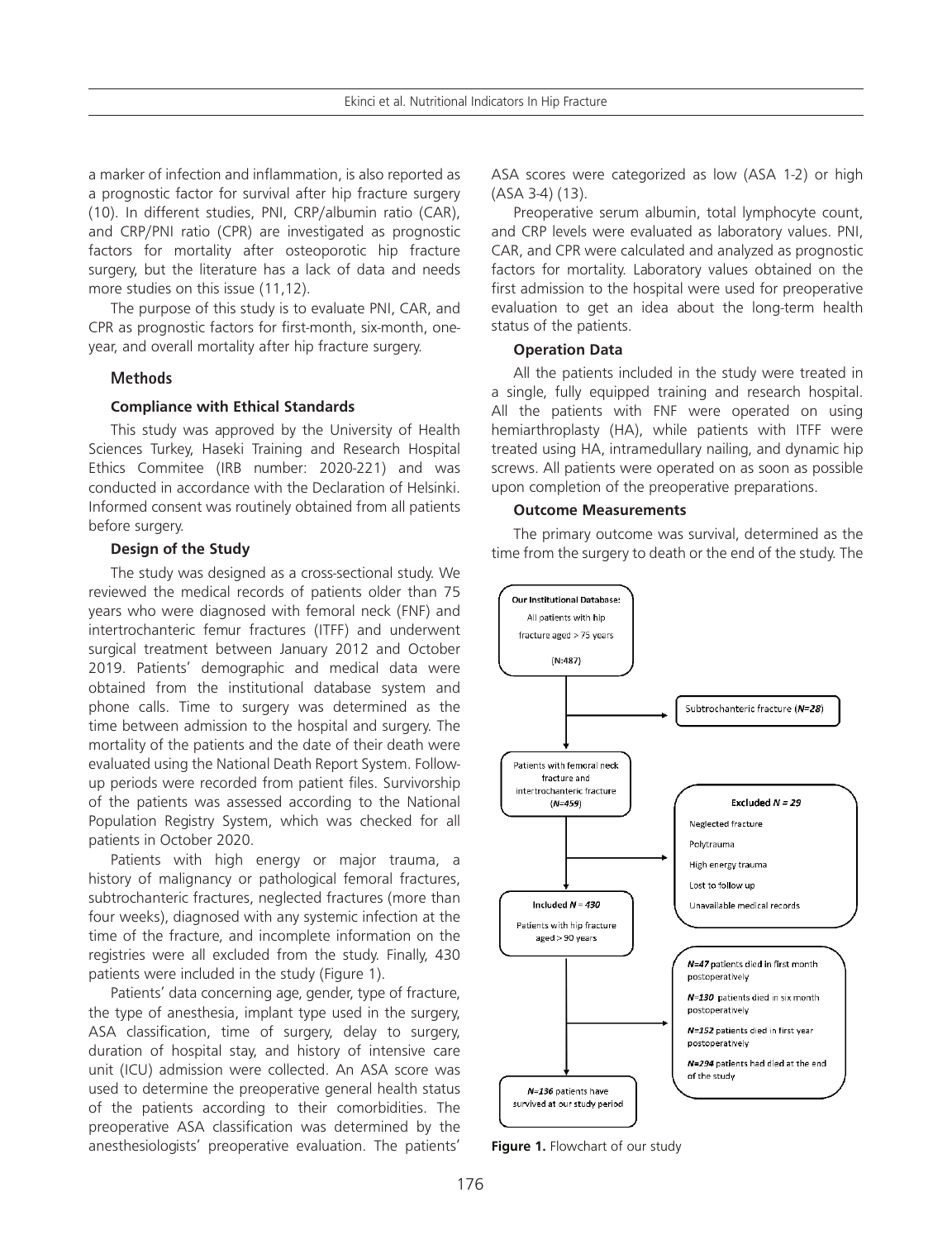a marker of infection and inflammation, is also reported as a prognostic factor for survival after hip fracture surgery (10). In different studies, PNI, CRP/albumin ratio (CAR), and CRP/PNI ratio (CPR) are investigated as prognostic factors for mortality after osteoporotic hip fracture surgery, but the literature has a lack of data and needs more studies on this issue (11,12).

The purpose of this study is to evaluate PNI, CAR, and CPR as prognostic factors for first-month, six-month, one-year, and overall mortality after hip fracture surgery.

## Methods

### Compliance with Ethical Standards

This study was approved by the University of Health Sciences Turkey, Haseki Training and Research Hospital Ethics Commitee (IRB number: 2020-221) and was conducted in accordance with the Declaration of Helsinki. Informed consent was routinely obtained from all patients before surgery.

### Design of the Study

The study was designed as a cross-sectional study. We reviewed the medical records of patients older than 75 years who were diagnosed with femoral neck (FNF) and intertrochanteric femur fractures (ITFF) and underwent surgical treatment between January 2012 and October 2019. Patients' demographic and medical data were obtained from the institutional database system and phone calls. Time to surgery was determined as the time between admission to the hospital and surgery. The mortality of the patients and the date of their death were evaluated using the National Death Report System. Follow-up periods were recorded from patient files. Survivorship of the patients was assessed according to the National Population Registry System, which was checked for all patients in October 2020.

Patients with high energy or major trauma, a history of malignancy or pathological femoral fractures, subtrochanteric fractures, neglected fractures (more than four weeks), diagnosed with any systemic infection at the time of the fracture, and incomplete information on the registries were all excluded from the study. Finally, 430 patients were included in the study (Figure 1).

Patients' data concerning age, gender, type of fracture, the type of anesthesia, implant type used in the surgery, ASA classification, time of surgery, delay to surgery, duration of hospital stay, and history of intensive care unit (ICU) admission were collected. An ASA score was used to determine the preoperative general health status of the patients according to their comorbidities. The preoperative ASA classification was determined by the anesthesiologists' preoperative evaluation. The patients' ASA scores were categorized as low (ASA 1-2) or high (ASA 3-4) (13).

Preoperative serum albumin, total lymphocyte count, and CRP levels were evaluated as laboratory values. PNI, CAR, and CPR were calculated and analyzed as prognostic factors for mortality. Laboratory values obtained on the first admission to the hospital were used for preoperative evaluation to get an idea about the long-term health status of the patients.

### Operation Data

All the patients included in the study were treated in a single, fully equipped training and research hospital. All the patients with FNF were operated on using hemiarthroplasty (HA), while patients with ITFF were treated using HA, intramedullary nailing, and dynamic hip screws. All patients were operated on as soon as possible upon completion of the preoperative preparations.

### Outcome Measurements

The primary outcome was survival, determined as the time from the surgery to death or the end of the study. The

Our Institutional Database: All patients with hip fracture aged > 75 years (N:487)

Subtrochanteric fracture (*N=28*)

Patients with femoral neck fracture and intertrochanteric fracture (*N=459*)

Excluded *N* = 29
- Neglected fracture
- Polytrauma
- High energy trauma
- Lost to follow up
- Unavailable medical records

Included *N* = 430 Patients with hip fracture aged > 90 years

*N=47* patients died in first month postoperatively

*N=130* patients died in six month postoperatively

*N=152* patients died in first year postoperatively

*N=294* patients had died at the end of the study

*N=136* patients have survived at our study period

**Figure 1.** Flowchart of our study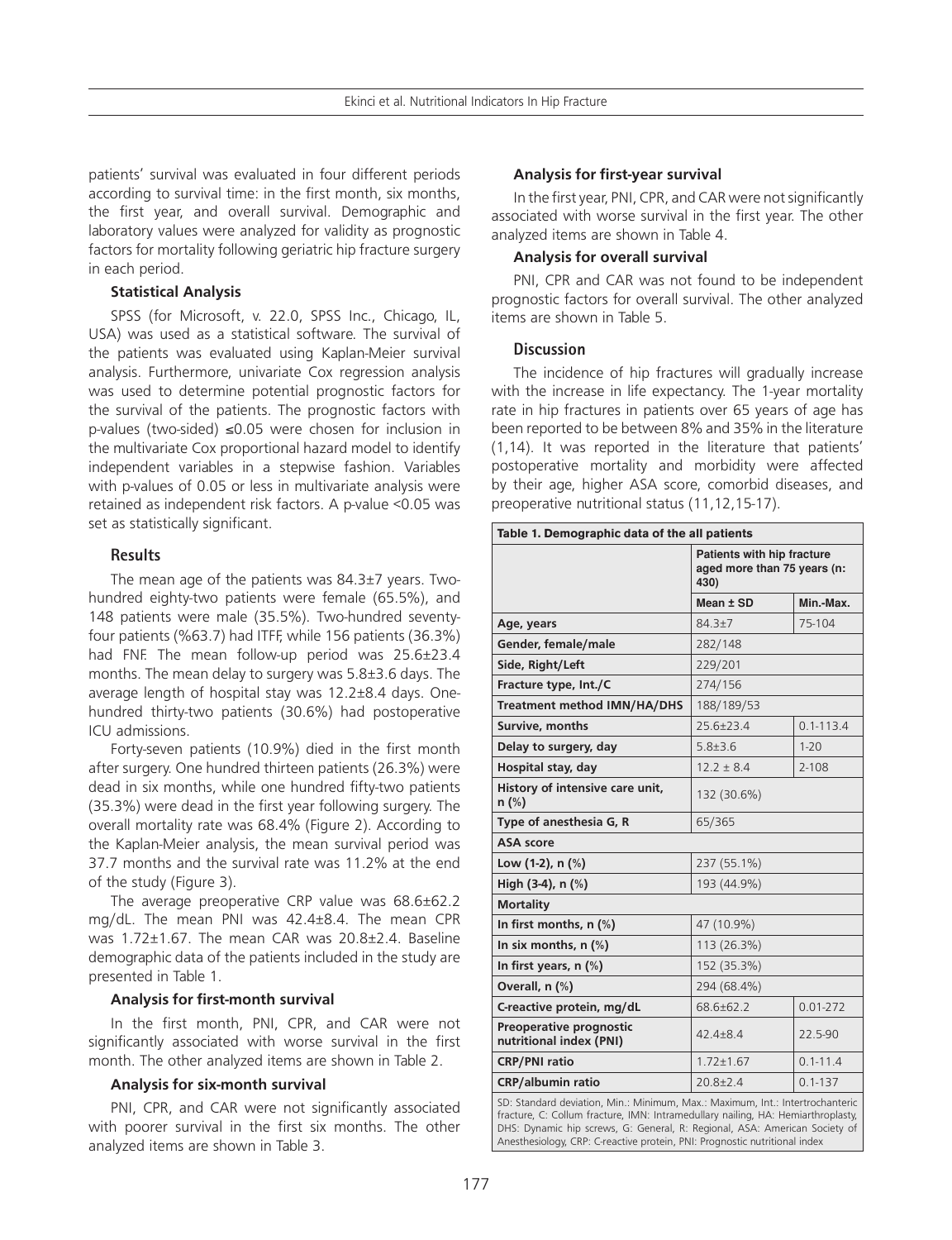patients' survival was evaluated in four different periods according to survival time: in the first month, six months, the first year, and overall survival. Demographic and laboratory values were analyzed for validity as prognostic factors for mortality following geriatric hip fracture surgery in each period.

### Statistical Analysis

SPSS (for Microsoft, v. 22.0, SPSS Inc., Chicago, IL, USA) was used as a statistical software. The survival of the patients was evaluated using Kaplan-Meier survival analysis. Furthermore, univariate Cox regression analysis was used to determine potential prognostic factors for the survival of the patients. The prognostic factors with p-values (two-sided) ≤0.05 were chosen for inclusion in the multivariate Cox proportional hazard model to identify independent variables in a stepwise fashion. Variables with p-values of 0.05 or less in multivariate analysis were retained as independent risk factors. A p-value <0.05 was set as statistically significant.

## Results

The mean age of the patients was 84.3±7 years. Two-hundred eighty-two patients were female (65.5%), and 148 patients were male (35.5%). Two-hundred seventy-four patients (%63.7) had ITFF, while 156 patients (36.3%) had FNF. The mean follow-up period was 25.6±23.4 months. The mean delay to surgery was 5.8±3.6 days. The average length of hospital stay was 12.2±8.4 days. One-hundred thirty-two patients (30.6%) had postoperative ICU admissions.

Forty-seven patients (10.9%) died in the first month after surgery. One hundred thirteen patients (26.3%) were dead in six months, while one hundred fifty-two patients (35.3%) were dead in the first year following surgery. The overall mortality rate was 68.4% (Figure 2). According to the Kaplan-Meier analysis, the mean survival period was 37.7 months and the survival rate was 11.2% at the end of the study (Figure 3).

The average preoperative CRP value was 68.6±62.2 mg/dL. The mean PNI was 42.4±8.4. The mean CPR was 1.72±1.67. The mean CAR was 20.8±2.4. Baseline demographic data of the patients included in the study are presented in Table 1.

### Analysis for first-month survival

In the first month, PNI, CPR, and CAR were not significantly associated with worse survival in the first month. The other analyzed items are shown in Table 2.

### Analysis for six-month survival

PNI, CPR, and CAR were not significantly associated with poorer survival in the first six months. The other analyzed items are shown in Table 3.

### Analysis for first-year survival

In the first year, PNI, CPR, and CAR were not significantly associated with worse survival in the first year. The other analyzed items are shown in Table 4.

### Analysis for overall survival

PNI, CPR and CAR was not found to be independent prognostic factors for overall survival. The other analyzed items are shown in Table 5.

## Discussion

The incidence of hip fractures will gradually increase with the increase in life expectancy. The 1-year mortality rate in hip fractures in patients over 65 years of age has been reported to be between 8% and 35% in the literature (1,14). It was reported in the literature that patients' postoperative mortality and morbidity were affected by their age, higher ASA score, comorbid diseases, and preoperative nutritional status (11,12,15-17).

**Table 1. Demographic data of the all patients**

| | Patients with hip fracture aged more than 75 years (n: 430) | |
|---|---|---|
| | **Mean ± SD** | **Min.-Max.** |
| **Age, years** | 84.3±7 | 75-104 |
| **Gender, female/male** | 282/148 | |
| **Side, Right/Left** | 229/201 | |
| **Fracture type, Int./C** | 274/156 | |
| **Treatment method IMN/HA/DHS** | 188/189/53 | |
| **Survive, months** | 25.6±23.4 | 0.1-113.4 |
| **Delay to surgery, day** | 5.8±3.6 | 1-20 |
| **Hospital stay, day** | 12.2 ± 8.4 | 2-108 |
| **History of intensive care unit, n (%)** | 132 (30.6%) | |
| **Type of anesthesia G, R** | 65/365 | |
| **ASA score** | | |
| **Low (1-2), n (%)** | 237 (55.1%) | |
| **High (3-4), n (%)** | 193 (44.9%) | |
| **Mortality** | | |
| **In first months, n (%)** | 47 (10.9%) | |
| **In six months, n (%)** | 113 (26.3%) | |
| **In first years, n (%)** | 152 (35.3%) | |
| **Overall, n (%)** | 294 (68.4%) | |
| **C-reactive protein, mg/dL** | 68.6±62.2 | 0.01-272 |
| **Preoperative prognostic nutritional index (PNI)** | 42.4±8.4 | 22.5-90 |
| **CRP/PNI ratio** | 1.72±1.67 | 0.1-11.4 |
| **CRP/albumin ratio** | 20.8±2.4 | 0.1-137 |

SD: Standard deviation, Min.: Minimum, Max.: Maximum, Int.: Intertrochanteric fracture, C: Collum fracture, IMN: Intramedullary nailing, HA: Hemiarthroplasty, DHS: Dynamic hip screws, G: General, R: Regional, ASA: American Society of Anesthesiology, CRP: C-reactive protein, PNI: Prognostic nutritional index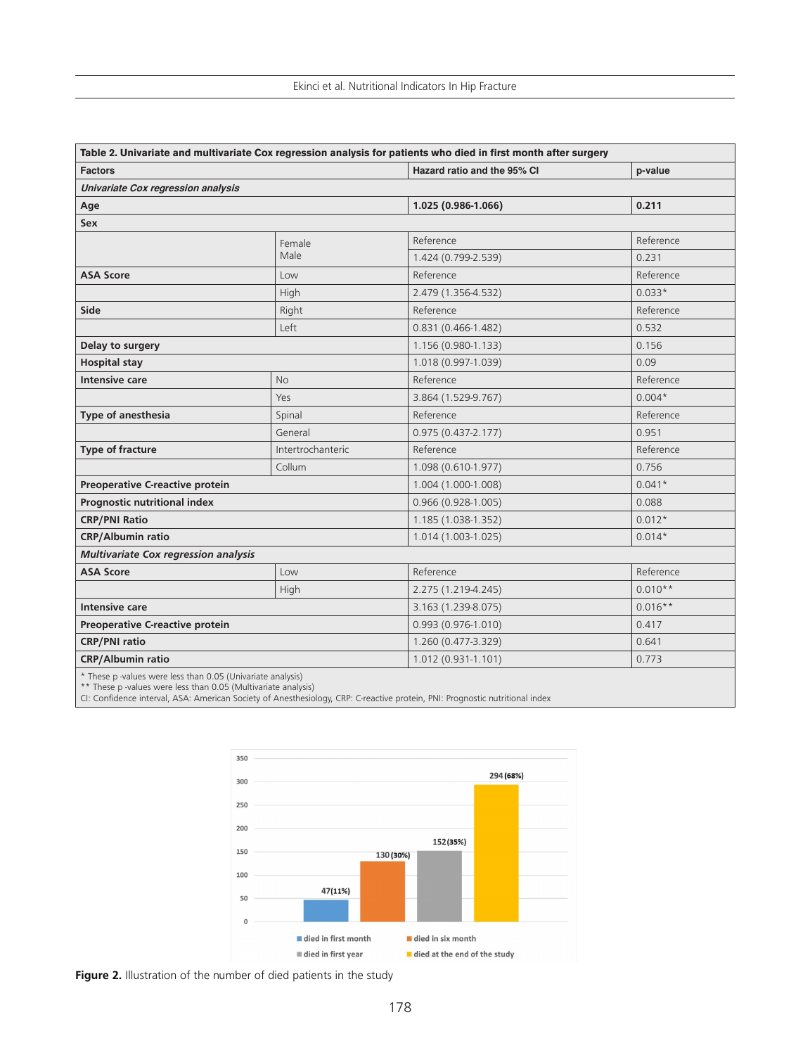**Table 2. Univariate and multivariate Cox regression analysis for patients who died in first month after surgery**

| Factors | | Hazard ratio and the 95% CI | p-value |
|---|---|---|---|
| ***Univariate Cox regression analysis*** | | | |
| **Age** | | **1.025 (0.986-1.066)** | **0.211** |
| **Sex** | | | |
| | Female | Reference | Reference |
| | Male | 1.424 (0.799-2.539) | 0.231 |
| **ASA Score** | Low | Reference | Reference |
| | High | 2.479 (1.356-4.532) | 0.033* |
| **Side** | Right | Reference | Reference |
| | Left | 0.831 (0.466-1.482) | 0.532 |
| **Delay to surgery** | | 1.156 (0.980-1.133) | 0.156 |
| **Hospital stay** | | 1.018 (0.997-1.039) | 0.09 |
| **Intensive care** | No | Reference | Reference |
| | Yes | 3.864 (1.529-9.767) | 0.004* |
| **Type of anesthesia** | Spinal | Reference | Reference |
| | General | 0.975 (0.437-2.177) | 0.951 |
| **Type of fracture** | Intertrochanteric | Reference | Reference |
| | Collum | 1.098 (0.610-1.977) | 0.756 |
| **Preoperative C-reactive protein** | | 1.004 (1.000-1.008) | 0.041* |
| **Prognostic nutritional index** | | 0.966 (0.928-1.005) | 0.088 |
| **CRP/PNI Ratio** | | 1.185 (1.038-1.352) | 0.012* |
| **CRP/Albumin ratio** | | 1.014 (1.003-1.025) | 0.014* |
| ***Multivariate Cox regression analysis*** | | | |
| **ASA Score** | Low | Reference | Reference |
| | High | 2.275 (1.219-4.245) | 0.010** |
| **Intensive care** | | 3.163 (1.239-8.075) | 0.016** |
| **Preoperative C-reactive protein** | | 0.993 (0.976-1.010) | 0.417 |
| **CRP/PNI ratio** | | 1.260 (0.477-3.329) | 0.641 |
| **CRP/Albumin ratio** | | 1.012 (0.931-1.101) | 0.773 |

\* These p -values were less than 0.05 (Univariate analysis)
\*\* These p -values were less than 0.05 (Multivariate analysis)
CI: Confidence interval, ASA: American Society of Anesthesiology, CRP: C-reactive protein, PNI: Prognostic nutritional index

**Figure 2.** Illustration of the number of died patients in the study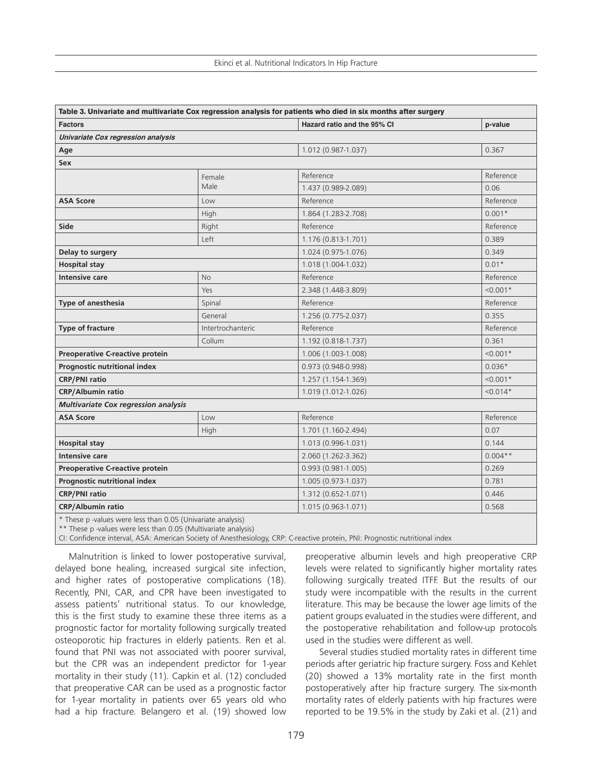| Table 3. Univariate and multivariate Cox regression analysis for patients who died in six months after surgery | | | |
|---|---|---|---|
| **Factors** | | **Hazard ratio and the 95% CI** | **p-value** |
| ***Univariate Cox regression analysis*** | | | |
| **Age** | | 1.012 (0.987-1.037) | 0.367 |
| **Sex** | | | |
| | Female | Reference | Reference |
| | Male | 1.437 (0.989-2.089) | 0.06 |
| **ASA Score** | Low | Reference | Reference |
| | High | 1.864 (1.283-2.708) | 0.001* |
| **Side** | Right | Reference | Reference |
| | Left | 1.176 (0.813-1.701) | 0.389 |
| **Delay to surgery** | | 1.024 (0.975-1.076) | 0.349 |
| **Hospital stay** | | 1.018 (1.004-1.032) | 0.01* |
| **Intensive care** | No | Reference | Reference |
| | Yes | 2.348 (1.448-3.809) | <0.001* |
| **Type of anesthesia** | Spinal | Reference | Reference |
| | General | 1.256 (0.775-2.037) | 0.355 |
| **Type of fracture** | Intertrochanteric | Reference | Reference |
| | Collum | 1.192 (0.818-1.737) | 0.361 |
| **Preoperative C-reactive protein** | | 1.006 (1.003-1.008) | <0.001* |
| **Prognostic nutritional index** | | 0.973 (0.948-0.998) | 0.036* |
| **CRP/PNI ratio** | | 1.257 (1.154-1.369) | <0.001* |
| **CRP/Albumin ratio** | | 1.019 (1.012-1.026) | <0.014* |
| ***Multivariate Cox regression analysis*** | | | |
| **ASA Score** | Low | Reference | Reference |
| | High | 1.701 (1.160-2.494) | 0.07 |
| **Hospital stay** | | 1.013 (0.996-1.031) | 0.144 |
| **Intensive care** | | 2.060 (1.262-3.362) | 0.004** |
| **Preoperative C-reactive protein** | | 0.993 (0.981-1.005) | 0.269 |
| **Prognostic nutritional index** | | 1.005 (0.973-1.037) | 0.781 |
| **CRP/PNI ratio** | | 1.312 (0.652-1.071) | 0.446 |
| **CRP/Albumin ratio** | | 1.015 (0.963-1.071) | 0.568 |

\* These p -values were less than 0.05 (Univariate analysis)
\** These p -values were less than 0.05 (Multivariate analysis)
CI: Confidence interval, ASA: American Society of Anesthesiology, CRP: C-reactive protein, PNI: Prognostic nutritional index

Malnutrition is linked to lower postoperative survival, delayed bone healing, increased surgical site infection, and higher rates of postoperative complications (18). Recently, PNI, CAR, and CPR have been investigated to assess patients' nutritional status. To our knowledge, this is the first study to examine these three items as a prognostic factor for mortality following surgically treated osteoporotic hip fractures in elderly patients. Ren et al. found that PNI was not associated with poorer survival, but the CPR was an independent predictor for 1-year mortality in their study (11). Capkin et al. (12) concluded that preoperative CAR can be used as a prognostic factor for 1-year mortality in patients over 65 years old who had a hip fracture. Belangero et al. (19) showed low preoperative albumin levels and high preoperative CRP levels were related to significantly higher mortality rates following surgically treated ITFF. But the results of our study were incompatible with the results in the current literature. This may be because the lower age limits of the patient groups evaluated in the studies were different, and the postoperative rehabilitation and follow-up protocols used in the studies were different as well.

Several studies studied mortality rates in different time periods after geriatric hip fracture surgery. Foss and Kehlet (20) showed a 13% mortality rate in the first month postoperatively after hip fracture surgery. The six-month mortality rates of elderly patients with hip fractures were reported to be 19.5% in the study by Zaki et al. (21) and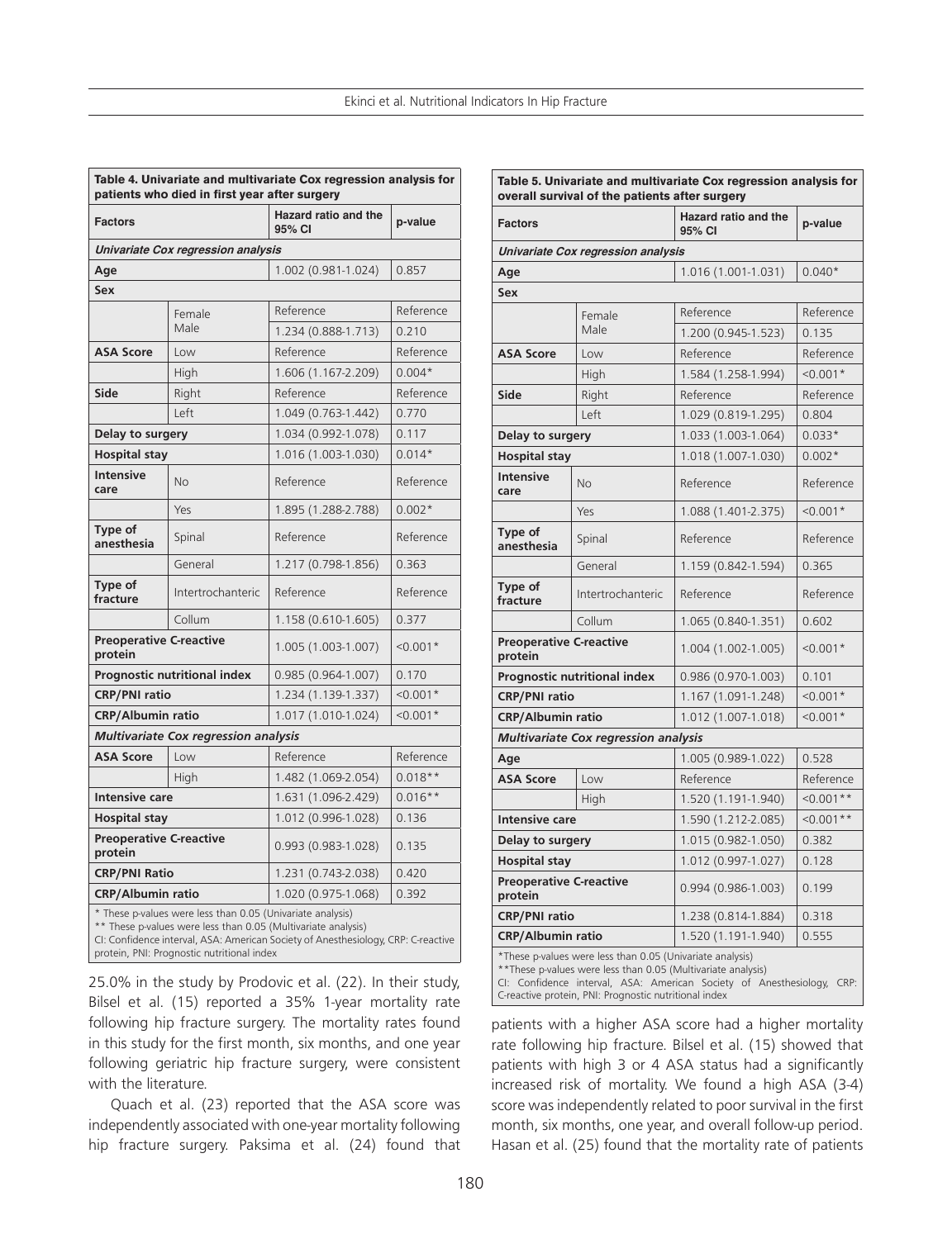**Table 4. Univariate and multivariate Cox regression analysis for patients who died in first year after surgery**

| Factors | | Hazard ratio and the 95% CI | p-value |
|---|---|---|---|
| ***Univariate Cox regression analysis*** | | | |
| **Age** | | 1.002 (0.981-1.024) | 0.857 |
| **Sex** | | | |
| | Female | Reference | Reference |
| | Male | 1.234 (0.888-1.713) | 0.210 |
| **ASA Score** | Low | Reference | Reference |
| | High | 1.606 (1.167-2.209) | 0.004* |
| **Side** | Right | Reference | Reference |
| | Left | 1.049 (0.763-1.442) | 0.770 |
| **Delay to surgery** | | 1.034 (0.992-1.078) | 0.117 |
| **Hospital stay** | | 1.016 (1.003-1.030) | 0.014* |
| **Intensive care** | No | Reference | Reference |
| | Yes | 1.895 (1.288-2.788) | 0.002* |
| **Type of anesthesia** | Spinal | Reference | Reference |
| | General | 1.217 (0.798-1.856) | 0.363 |
| **Type of fracture** | Intertrochanteric | Reference | Reference |
| | Collum | 1.158 (0.610-1.605) | 0.377 |
| **Preoperative C-reactive protein** | | 1.005 (1.003-1.007) | <0.001* |
| **Prognostic nutritional index** | | 0.985 (0.964-1.007) | 0.170 |
| **CRP/PNI ratio** | | 1.234 (1.139-1.337) | <0.001* |
| **CRP/Albumin ratio** | | 1.017 (1.010-1.024) | <0.001* |
| ***Multivariate Cox regression analysis*** | | | |
| **ASA Score** | Low | Reference | Reference |
| | High | 1.482 (1.069-2.054) | 0.018** |
| **Intensive care** | | 1.631 (1.096-2.429) | 0.016** |
| **Hospital stay** | | 1.012 (0.996-1.028) | 0.136 |
| **Preoperative C-reactive protein** | | 0.993 (0.983-1.028) | 0.135 |
| **CRP/PNI Ratio** | | 1.231 (0.743-2.038) | 0.420 |
| **CRP/Albumin ratio** | | 1.020 (0.975-1.068) | 0.392 |

\* These p-values were less than 0.05 (Univariate analysis)
\*\* These p-values were less than 0.05 (Multivariate analysis)
CI: Confidence interval, ASA: American Society of Anesthesiology, CRP: C-reactive protein, PNI: Prognostic nutritional index

**Table 5. Univariate and multivariate Cox regression analysis for overall survival of the patients after surgery**

| Factors | | Hazard ratio and the 95% CI | p-value |
|---|---|---|---|
| ***Univariate Cox regression analysis*** | | | |
| **Age** | | 1.016 (1.001-1.031) | 0.040* |
| **Sex** | | | |
| | Female | Reference | Reference |
| | Male | 1.200 (0.945-1.523) | 0.135 |
| **ASA Score** | Low | Reference | Reference |
| | High | 1.584 (1.258-1.994) | <0.001* |
| **Side** | Right | Reference | Reference |
| | Left | 1.029 (0.819-1.295) | 0.804 |
| **Delay to surgery** | | 1.033 (1.003-1.064) | 0.033* |
| **Hospital stay** | | 1.018 (1.007-1.030) | 0.002* |
| **Intensive care** | No | Reference | Reference |
| | Yes | 1.088 (1.401-2.375) | <0.001* |
| **Type of anesthesia** | Spinal | Reference | Reference |
| | General | 1.159 (0.842-1.594) | 0.365 |
| **Type of fracture** | Intertrochanteric | Reference | Reference |
| | Collum | 1.065 (0.840-1.351) | 0.602 |
| **Preoperative C-reactive protein** | | 1.004 (1.002-1.005) | <0.001* |
| **Prognostic nutritional index** | | 0.986 (0.970-1.003) | 0.101 |
| **CRP/PNI ratio** | | 1.167 (1.091-1.248) | <0.001* |
| **CRP/Albumin ratio** | | 1.012 (1.007-1.018) | <0.001* |
| ***Multivariate Cox regression analysis*** | | | |
| **Age** | | 1.005 (0.989-1.022) | 0.528 |
| **ASA Score** | Low | Reference | Reference |
| | High | 1.520 (1.191-1.940) | <0.001** |
| **Intensive care** | | 1.590 (1.212-2.085) | <0.001** |
| **Delay to surgery** | | 1.015 (0.982-1.050) | 0.382 |
| **Hospital stay** | | 1.012 (0.997-1.027) | 0.128 |
| **Preoperative C-reactive protein** | | 0.994 (0.986-1.003) | 0.199 |
| **CRP/PNI ratio** | | 1.238 (0.814-1.884) | 0.318 |
| **CRP/Albumin ratio** | | 1.520 (1.191-1.940) | 0.555 |

\*These p-values were less than 0.05 (Univariate analysis)
\*\*These p-values were less than 0.05 (Multivariate analysis)
CI: Confidence interval, ASA: American Society of Anesthesiology, CRP: C-reactive protein, PNI: Prognostic nutritional index

25.0% in the study by Prodovic et al. (22). In their study, Bilsel et al. (15) reported a 35% 1-year mortality rate following hip fracture surgery. The mortality rates found in this study for the first month, six months, and one year following geriatric hip fracture surgery, were consistent with the literature.

Quach et al. (23) reported that the ASA score was independently associated with one-year mortality following hip fracture surgery. Paksima et al. (24) found that patients with a higher ASA score had a higher mortality rate following hip fracture. Bilsel et al. (15) showed that patients with high 3 or 4 ASA status had a significantly increased risk of mortality. We found a high ASA (3-4) score was independently related to poor survival in the first month, six months, one year, and overall follow-up period. Hasan et al. (25) found that the mortality rate of patients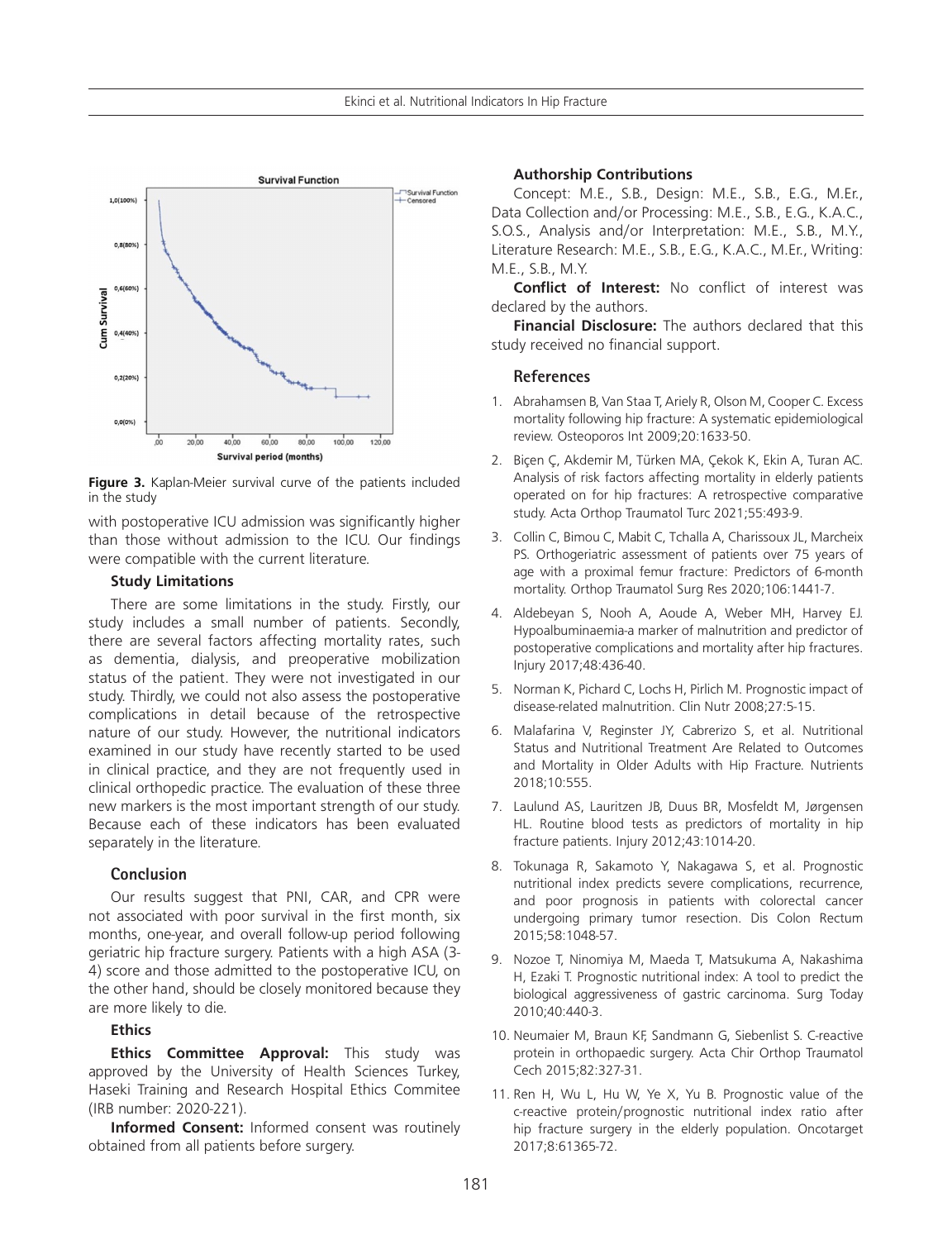Figure 3. Kaplan-Meier survival curve of the patients included in the study

with postoperative ICU admission was significantly higher than those without admission to the ICU. Our findings were compatible with the current literature.

### Study Limitations

There are some limitations in the study. Firstly, our study includes a small number of patients. Secondly, there are several factors affecting mortality rates, such as dementia, dialysis, and preoperative mobilization status of the patient. They were not investigated in our study. Thirdly, we could not also assess the postoperative complications in detail because of the retrospective nature of our study. However, the nutritional indicators examined in our study have recently started to be used in clinical practice, and they are not frequently used in clinical orthopedic practice. The evaluation of these three new markers is the most important strength of our study. Because each of these indicators has been evaluated separately in the literature.

## Conclusion

Our results suggest that PNI, CAR, and CPR were not associated with poor survival in the first month, six months, one-year, and overall follow-up period following geriatric hip fracture surgery. Patients with a high ASA (3-4) score and those admitted to the postoperative ICU, on the other hand, should be closely monitored because they are more likely to die.

### Ethics

**Ethics Committee Approval:** This study was approved by the University of Health Sciences Turkey, Haseki Training and Research Hospital Ethics Commitee (IRB number: 2020-221).

**Informed Consent:** Informed consent was routinely obtained from all patients before surgery.

### Authorship Contributions

Concept: M.E., S.B., Design: M.E., S.B., E.G., M.Er., Data Collection and/or Processing: M.E., S.B., E.G., K.A.C., S.O.S., Analysis and/or Interpretation: M.E., S.B., M.Y., Literature Research: M.E., S.B., E.G., K.A.C., M.Er., Writing: M.E., S.B., M.Y.

**Conflict of Interest:** No conflict of interest was declared by the authors.

**Financial Disclosure:** The authors declared that this study received no financial support.

## References

1. Abrahamsen B, Van Staa T, Ariely R, Olson M, Cooper C. Excess mortality following hip fracture: A systematic epidemiological review. Osteoporos Int 2009;20:1633-50.
2. Biçen Ç, Akdemir M, Türken MA, Çekok K, Ekin A, Turan AC. Analysis of risk factors affecting mortality in elderly patients operated on for hip fractures: A retrospective comparative study. Acta Orthop Traumatol Turc 2021;55:493-9.
3. Collin C, Bimou C, Mabit C, Tchalla A, Charissoux JL, Marcheix PS. Orthogeriatric assessment of patients over 75 years of age with a proximal femur fracture: Predictors of 6-month mortality. Orthop Traumatol Surg Res 2020;106:1441-7.
4. Aldebeyan S, Nooh A, Aoude A, Weber MH, Harvey EJ. Hypoalbuminaemia-a marker of malnutrition and predictor of postoperative complications and mortality after hip fractures. Injury 2017;48:436-40.
5. Norman K, Pichard C, Lochs H, Pirlich M. Prognostic impact of disease-related malnutrition. Clin Nutr 2008;27:5-15.
6. Malafarina V, Reginster JY, Cabrerizo S, et al. Nutritional Status and Nutritional Treatment Are Related to Outcomes and Mortality in Older Adults with Hip Fracture. Nutrients 2018;10:555.
7. Laulund AS, Lauritzen JB, Duus BR, Mosfeldt M, Jørgensen HL. Routine blood tests as predictors of mortality in hip fracture patients. Injury 2012;43:1014-20.
8. Tokunaga R, Sakamoto Y, Nakagawa S, et al. Prognostic nutritional index predicts severe complications, recurrence, and poor prognosis in patients with colorectal cancer undergoing primary tumor resection. Dis Colon Rectum 2015;58:1048-57.
9. Nozoe T, Ninomiya M, Maeda T, Matsukuma A, Nakashima H, Ezaki T. Prognostic nutritional index: A tool to predict the biological aggressiveness of gastric carcinoma. Surg Today 2010;40:440-3.
10. Neumaier M, Braun KF, Sandmann G, Siebenlist S. C-reactive protein in orthopaedic surgery. Acta Chir Orthop Traumatol Cech 2015;82:327-31.
11. Ren H, Wu L, Hu W, Ye X, Yu B. Prognostic value of the c-reactive protein/prognostic nutritional index ratio after hip fracture surgery in the elderly population. Oncotarget 2017;8:61365-72.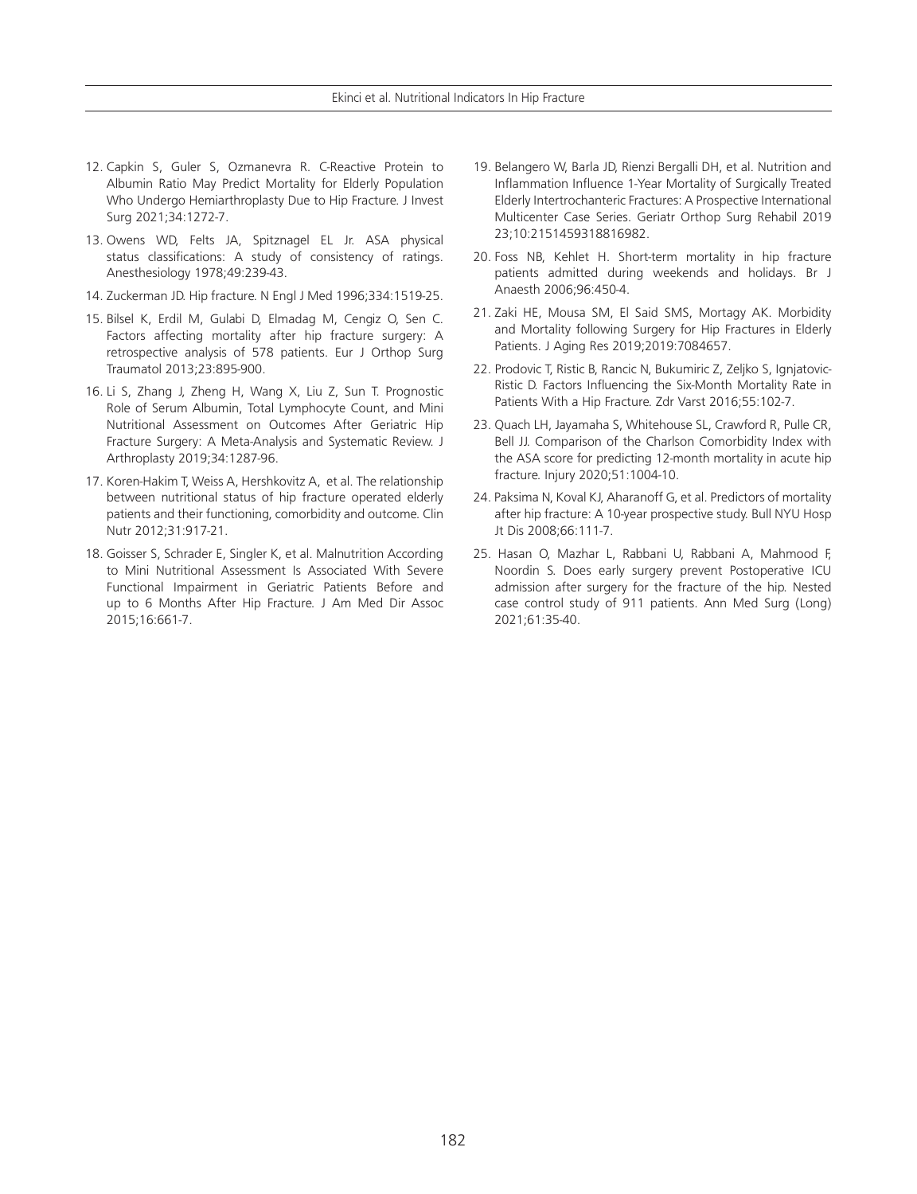12. Capkin S, Guler S, Ozmanevra R. C-Reactive Protein to Albumin Ratio May Predict Mortality for Elderly Population Who Undergo Hemiarthroplasty Due to Hip Fracture. J Invest Surg 2021;34:1272-7.
13. Owens WD, Felts JA, Spitznagel EL Jr. ASA physical status classifications: A study of consistency of ratings. Anesthesiology 1978;49:239-43.
14. Zuckerman JD. Hip fracture. N Engl J Med 1996;334:1519-25.
15. Bilsel K, Erdil M, Gulabi D, Elmadag M, Cengiz O, Sen C. Factors affecting mortality after hip fracture surgery: A retrospective analysis of 578 patients. Eur J Orthop Surg Traumatol 2013;23:895-900.
16. Li S, Zhang J, Zheng H, Wang X, Liu Z, Sun T. Prognostic Role of Serum Albumin, Total Lymphocyte Count, and Mini Nutritional Assessment on Outcomes After Geriatric Hip Fracture Surgery: A Meta-Analysis and Systematic Review. J Arthroplasty 2019;34:1287-96.
17. Koren-Hakim T, Weiss A, Hershkovitz A, et al. The relationship between nutritional status of hip fracture operated elderly patients and their functioning, comorbidity and outcome. Clin Nutr 2012;31:917-21.
18. Goisser S, Schrader E, Singler K, et al. Malnutrition According to Mini Nutritional Assessment Is Associated With Severe Functional Impairment in Geriatric Patients Before and up to 6 Months After Hip Fracture. J Am Med Dir Assoc 2015;16:661-7.
19. Belangero W, Barla JD, Rienzi Bergalli DH, et al. Nutrition and Inflammation Influence 1-Year Mortality of Surgically Treated Elderly Intertrochanteric Fractures: A Prospective International Multicenter Case Series. Geriatr Orthop Surg Rehabil 2019 23;10:2151459318816982.
20. Foss NB, Kehlet H. Short-term mortality in hip fracture patients admitted during weekends and holidays. Br J Anaesth 2006;96:450-4.
21. Zaki HE, Mousa SM, El Said SMS, Mortagy AK. Morbidity and Mortality following Surgery for Hip Fractures in Elderly Patients. J Aging Res 2019;2019:7084657.
22. Prodovic T, Ristic B, Rancic N, Bukumiric Z, Zeljko S, Ignjatovic-Ristic D. Factors Influencing the Six-Month Mortality Rate in Patients With a Hip Fracture. Zdr Varst 2016;55:102-7.
23. Quach LH, Jayamaha S, Whitehouse SL, Crawford R, Pulle CR, Bell JJ. Comparison of the Charlson Comorbidity Index with the ASA score for predicting 12-month mortality in acute hip fracture. Injury 2020;51:1004-10.
24. Paksima N, Koval KJ, Aharanoff G, et al. Predictors of mortality after hip fracture: A 10-year prospective study. Bull NYU Hosp Jt Dis 2008;66:111-7.
25. Hasan O, Mazhar L, Rabbani U, Rabbani A, Mahmood F, Noordin S. Does early surgery prevent Postoperative ICU admission after surgery for the fracture of the hip. Nested case control study of 911 patients. Ann Med Surg (Long) 2021;61:35-40.